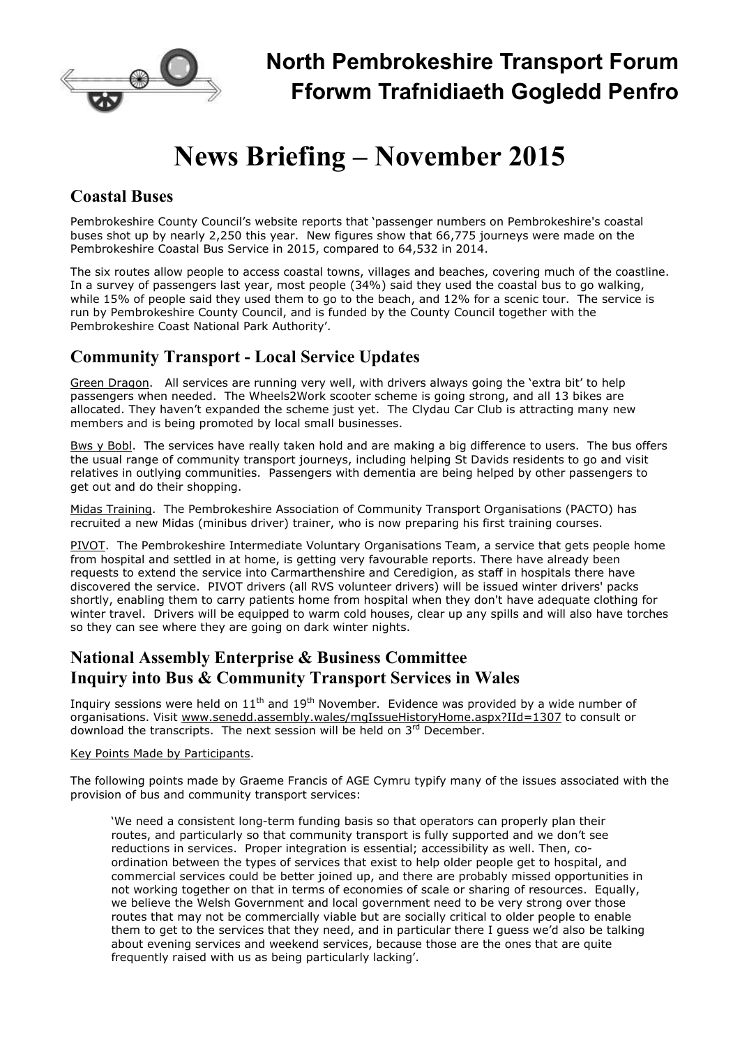# North Pembrokeshire Transport Forum
# Fforwm Trafnidiaeth Gogledd Penfro

# News Briefing – November 2015

## Coastal Buses

Pembrokeshire County Council's website reports that 'passenger numbers on Pembrokeshire's coastal buses shot up by nearly 2,250 this year. New figures show that 66,775 journeys were made on the Pembrokeshire Coastal Bus Service in 2015, compared to 64,532 in 2014.

The six routes allow people to access coastal towns, villages and beaches, covering much of the coastline. In a survey of passengers last year, most people (34%) said they used the coastal bus to go walking, while 15% of people said they used them to go to the beach, and 12% for a scenic tour. The service is run by Pembrokeshire County Council, and is funded by the County Council together with the Pembrokeshire Coast National Park Authority'.

## Community Transport - Local Service Updates

Green Dragon. All services are running very well, with drivers always going the 'extra bit' to help passengers when needed. The Wheels2Work scooter scheme is going strong, and all 13 bikes are allocated. They haven't expanded the scheme just yet. The Clydau Car Club is attracting many new members and is being promoted by local small businesses.

Bws y Bobl. The services have really taken hold and are making a big difference to users. The bus offers the usual range of community transport journeys, including helping St Davids residents to go and visit relatives in outlying communities. Passengers with dementia are being helped by other passengers to get out and do their shopping.

Midas Training. The Pembrokeshire Association of Community Transport Organisations (PACTO) has recruited a new Midas (minibus driver) trainer, who is now preparing his first training courses.

PIVOT. The Pembrokeshire Intermediate Voluntary Organisations Team, a service that gets people home from hospital and settled in at home, is getting very favourable reports. There have already been requests to extend the service into Carmarthenshire and Ceredigion, as staff in hospitals there have discovered the service. PIVOT drivers (all RVS volunteer drivers) will be issued winter drivers' packs shortly, enabling them to carry patients home from hospital when they don't have adequate clothing for winter travel. Drivers will be equipped to warm cold houses, clear up any spills and will also have torches so they can see where they are going on dark winter nights.

## National Assembly Enterprise & Business Committee
## Inquiry into Bus & Community Transport Services in Wales

Inquiry sessions were held on 11th and 19th November. Evidence was provided by a wide number of organisations. Visit www.senedd.assembly.wales/mgIssueHistoryHome.aspx?IId=1307 to consult or download the transcripts. The next session will be held on 3rd December.

Key Points Made by Participants.

The following points made by Graeme Francis of AGE Cymru typify many of the issues associated with the provision of bus and community transport services:

> 'We need a consistent long-term funding basis so that operators can properly plan their routes, and particularly so that community transport is fully supported and we don't see reductions in services. Proper integration is essential; accessibility as well. Then, co-ordination between the types of services that exist to help older people get to hospital, and commercial services could be better joined up, and there are probably missed opportunities in not working together on that in terms of economies of scale or sharing of resources. Equally, we believe the Welsh Government and local government need to be very strong over those routes that may not be commercially viable but are socially critical to older people to enable them to get to the services that they need, and in particular there I guess we'd also be talking about evening services and weekend services, because those are the ones that are quite frequently raised with us as being particularly lacking'.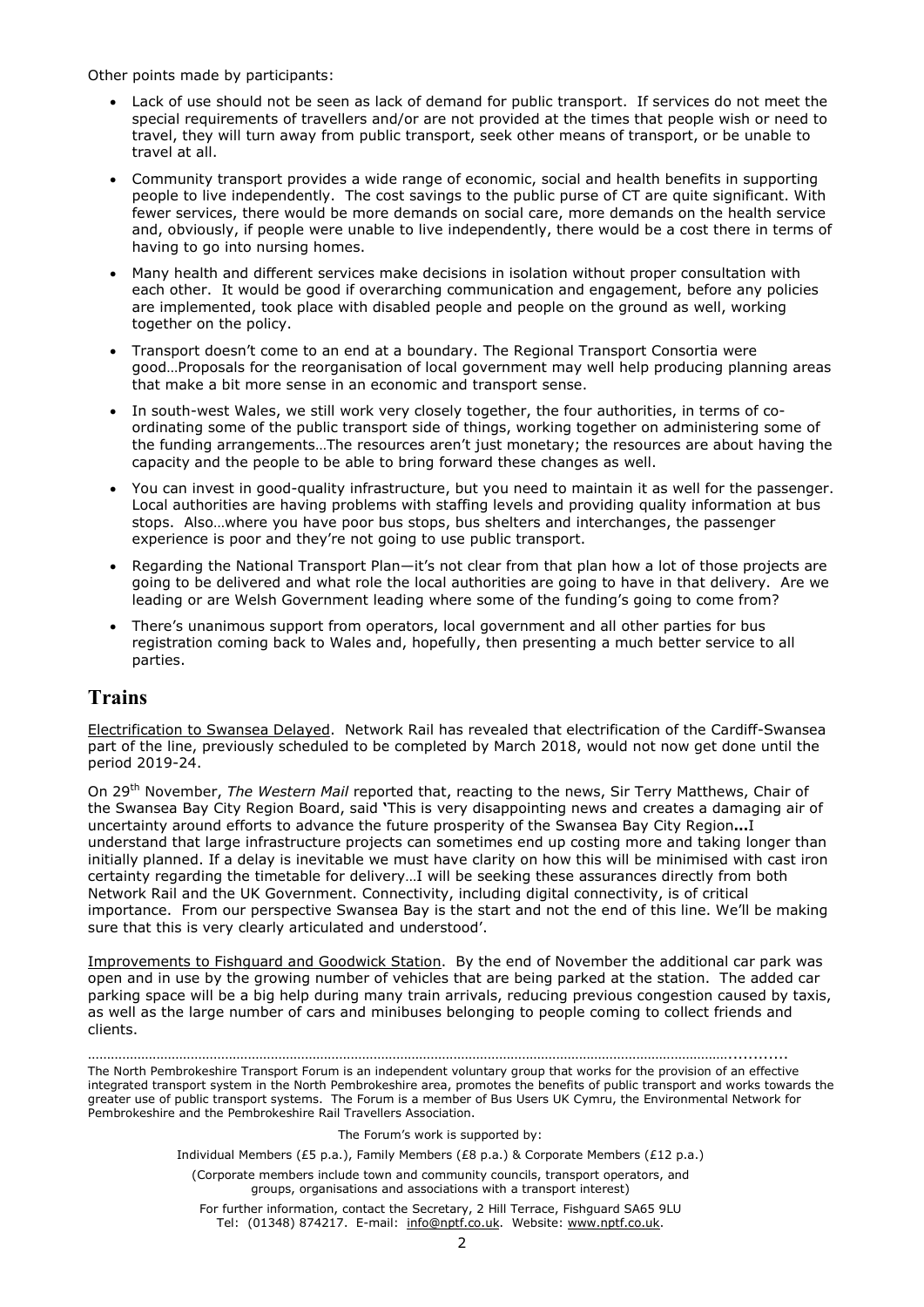Other points made by participants:

- Lack of use should not be seen as lack of demand for public transport. If services do not meet the special requirements of travellers and/or are not provided at the times that people wish or need to travel, they will turn away from public transport, seek other means of transport, or be unable to travel at all.
- Community transport provides a wide range of economic, social and health benefits in supporting people to live independently. The cost savings to the public purse of CT are quite significant. With fewer services, there would be more demands on social care, more demands on the health service and, obviously, if people were unable to live independently, there would be a cost there in terms of having to go into nursing homes.
- Many health and different services make decisions in isolation without proper consultation with each other. It would be good if overarching communication and engagement, before any policies are implemented, took place with disabled people and people on the ground as well, working together on the policy.
- Transport doesn't come to an end at a boundary. The Regional Transport Consortia were good…Proposals for the reorganisation of local government may well help producing planning areas that make a bit more sense in an economic and transport sense.
- In south-west Wales, we still work very closely together, the four authorities, in terms of co-ordinating some of the public transport side of things, working together on administering some of the funding arrangements…The resources aren't just monetary; the resources are about having the capacity and the people to be able to bring forward these changes as well.
- You can invest in good-quality infrastructure, but you need to maintain it as well for the passenger. Local authorities are having problems with staffing levels and providing quality information at bus stops. Also…where you have poor bus stops, bus shelters and interchanges, the passenger experience is poor and they're not going to use public transport.
- Regarding the National Transport Plan—it's not clear from that plan how a lot of those projects are going to be delivered and what role the local authorities are going to have in that delivery. Are we leading or are Welsh Government leading where some of the funding's going to come from?
- There's unanimous support from operators, local government and all other parties for bus registration coming back to Wales and, hopefully, then presenting a much better service to all parties.

## Trains

Electrification to Swansea Delayed. Network Rail has revealed that electrification of the Cardiff-Swansea part of the line, previously scheduled to be completed by March 2018, would not now get done until the period 2019-24.

On 29th November, *The Western Mail* reported that, reacting to the news, Sir Terry Matthews, Chair of the Swansea Bay City Region Board, said 'This is very disappointing news and creates a damaging air of uncertainty around efforts to advance the future prosperity of the Swansea Bay City Region**…**I understand that large infrastructure projects can sometimes end up costing more and taking longer than initially planned. If a delay is inevitable we must have clarity on how this will be minimised with cast iron certainty regarding the timetable for delivery…I will be seeking these assurances directly from both Network Rail and the UK Government. Connectivity, including digital connectivity, is of critical importance. From our perspective Swansea Bay is the start and not the end of this line. We'll be making sure that this is very clearly articulated and understood'.

Improvements to Fishguard and Goodwick Station. By the end of November the additional car park was open and in use by the growing number of vehicles that are being parked at the station. The added car parking space will be a big help during many train arrivals, reducing previous congestion caused by taxis, as well as the large number of cars and minibuses belonging to people coming to collect friends and clients.

………………………………………………………………………………………………………………………………………….............

The North Pembrokeshire Transport Forum is an independent voluntary group that works for the provision of an effective integrated transport system in the North Pembrokeshire area, promotes the benefits of public transport and works towards the greater use of public transport systems. The Forum is a member of Bus Users UK Cymru, the Environmental Network for Pembrokeshire and the Pembrokeshire Rail Travellers Association.

The Forum's work is supported by:

Individual Members (£5 p.a.), Family Members (£8 p.a.) & Corporate Members (£12 p.a.)

(Corporate members include town and community councils, transport operators, and groups, organisations and associations with a transport interest)

For further information, contact the Secretary, 2 Hill Terrace, Fishguard SA65 9LU
Tel: (01348) 874217. E-mail: info@nptf.co.uk. Website: www.nptf.co.uk.